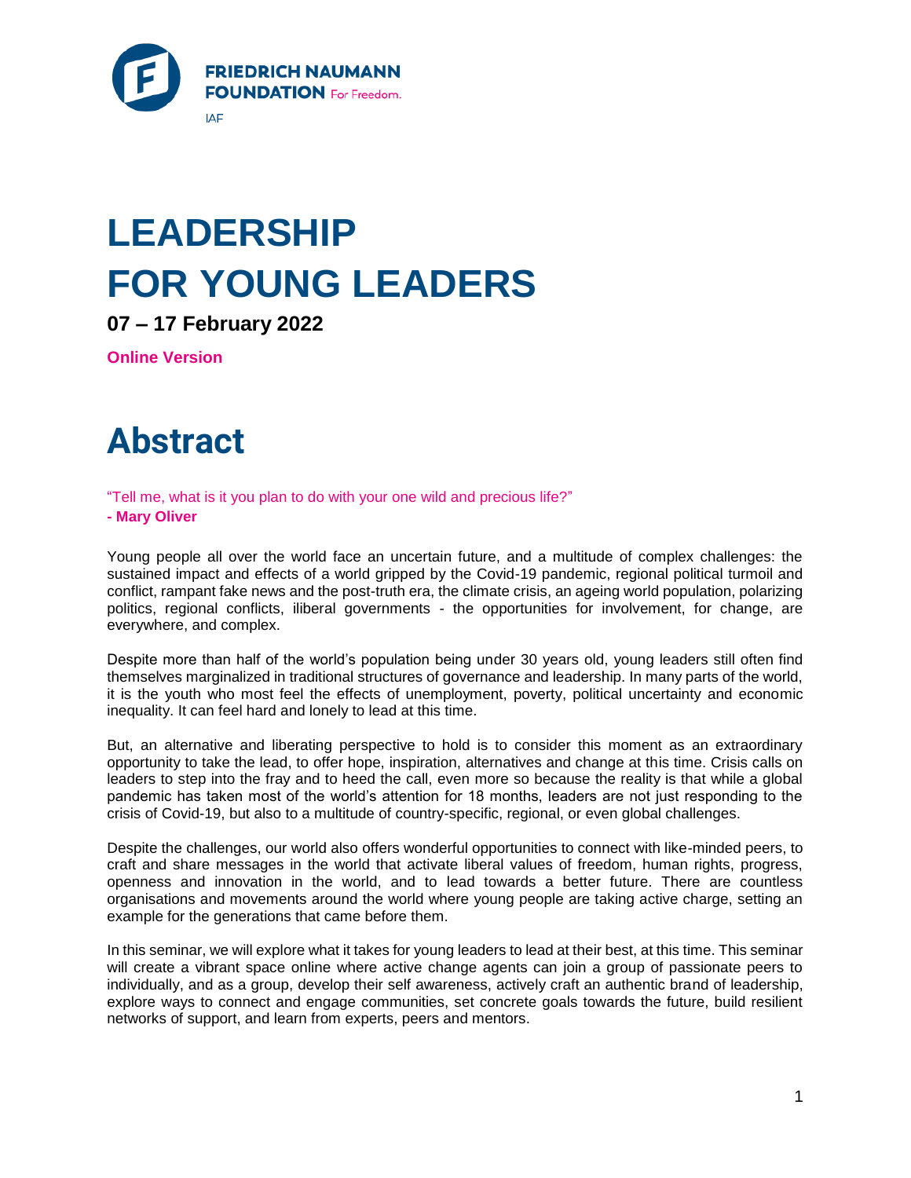FRIEDRICH NAUMANN FOUNDATION For Freedom.

IAF

# LEADERSHIP FOR YOUNG LEADERS

**07 – 17 February 2022**

**Online Version**

# Abstract

"Tell me, what is it you plan to do with your one wild and precious life?"
**- Mary Oliver**

Young people all over the world face an uncertain future, and a multitude of complex challenges: the sustained impact and effects of a world gripped by the Covid-19 pandemic, regional political turmoil and conflict, rampant fake news and the post-truth era, the climate crisis, an ageing world population, polarizing politics, regional conflicts, iliberal governments - the opportunities for involvement, for change, are everywhere, and complex.

Despite more than half of the world's population being under 30 years old, young leaders still often find themselves marginalized in traditional structures of governance and leadership. In many parts of the world, it is the youth who most feel the effects of unemployment, poverty, political uncertainty and economic inequality. It can feel hard and lonely to lead at this time.

But, an alternative and liberating perspective to hold is to consider this moment as an extraordinary opportunity to take the lead, to offer hope, inspiration, alternatives and change at this time. Crisis calls on leaders to step into the fray and to heed the call, even more so because the reality is that while a global pandemic has taken most of the world's attention for 18 months, leaders are not just responding to the crisis of Covid-19, but also to a multitude of country-specific, regional, or even global challenges.

Despite the challenges, our world also offers wonderful opportunities to connect with like-minded peers, to craft and share messages in the world that activate liberal values of freedom, human rights, progress, openness and innovation in the world, and to lead towards a better future. There are countless organisations and movements around the world where young people are taking active charge, setting an example for the generations that came before them.

In this seminar, we will explore what it takes for young leaders to lead at their best, at this time. This seminar will create a vibrant space online where active change agents can join a group of passionate peers to individually, and as a group, develop their self awareness, actively craft an authentic brand of leadership, explore ways to connect and engage communities, set concrete goals towards the future, build resilient networks of support, and learn from experts, peers and mentors.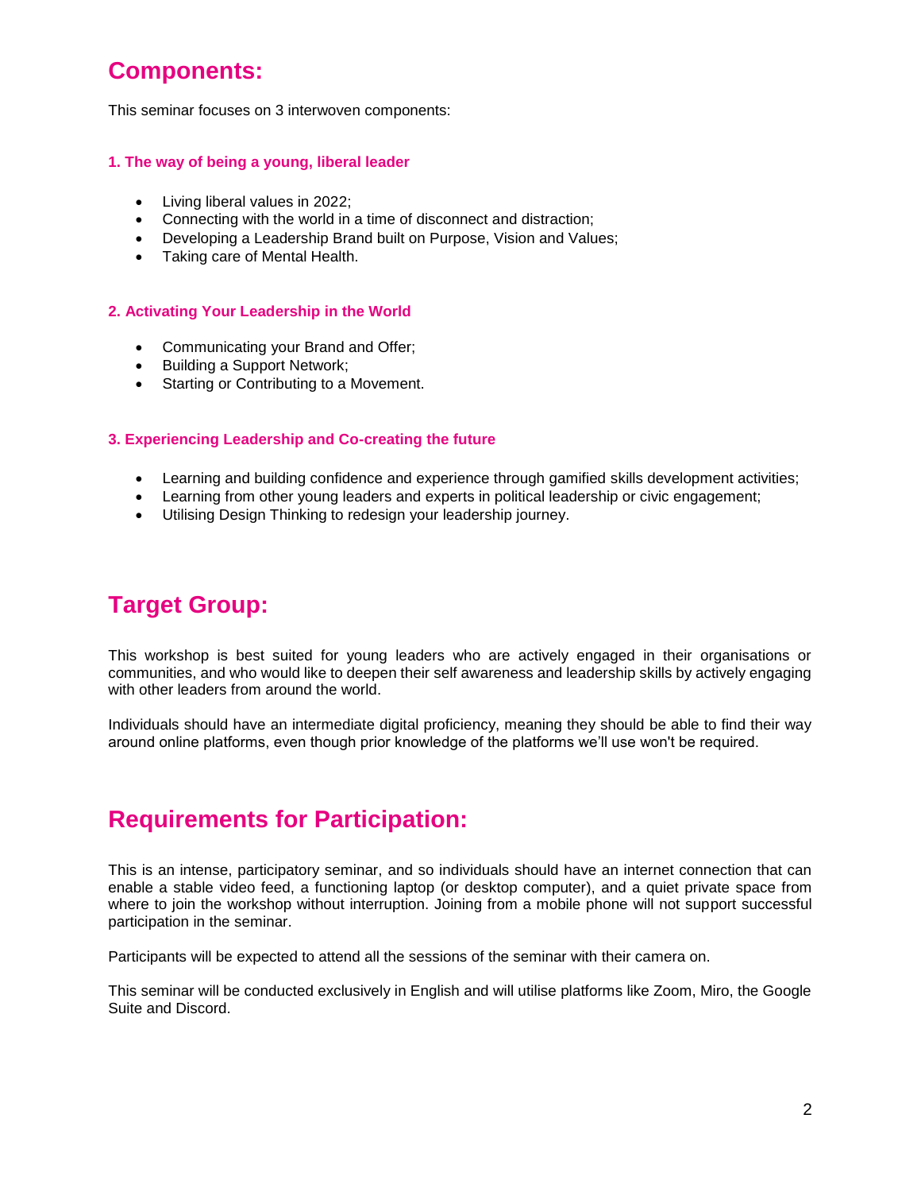## Components:

This seminar focuses on 3 interwoven components:

### 1. The way of being a young, liberal leader

- Living liberal values in 2022;
- Connecting with the world in a time of disconnect and distraction;
- Developing a Leadership Brand built on Purpose, Vision and Values;
- Taking care of Mental Health.

### 2. Activating Your Leadership in the World

- Communicating your Brand and Offer;
- Building a Support Network;
- Starting or Contributing to a Movement.

### 3. Experiencing Leadership and Co-creating the future

- Learning and building confidence and experience through gamified skills development activities;
- Learning from other young leaders and experts in political leadership or civic engagement;
- Utilising Design Thinking to redesign your leadership journey.

## Target Group:

This workshop is best suited for young leaders who are actively engaged in their organisations or communities, and who would like to deepen their self awareness and leadership skills by actively engaging with other leaders from around the world.

Individuals should have an intermediate digital proficiency, meaning they should be able to find their way around online platforms, even though prior knowledge of the platforms we'll use won't be required.

## Requirements for Participation:

This is an intense, participatory seminar, and so individuals should have an internet connection that can enable a stable video feed, a functioning laptop (or desktop computer), and a quiet private space from where to join the workshop without interruption. Joining from a mobile phone will not support successful participation in the seminar.

Participants will be expected to attend all the sessions of the seminar with their camera on.

This seminar will be conducted exclusively in English and will utilise platforms like Zoom, Miro, the Google Suite and Discord.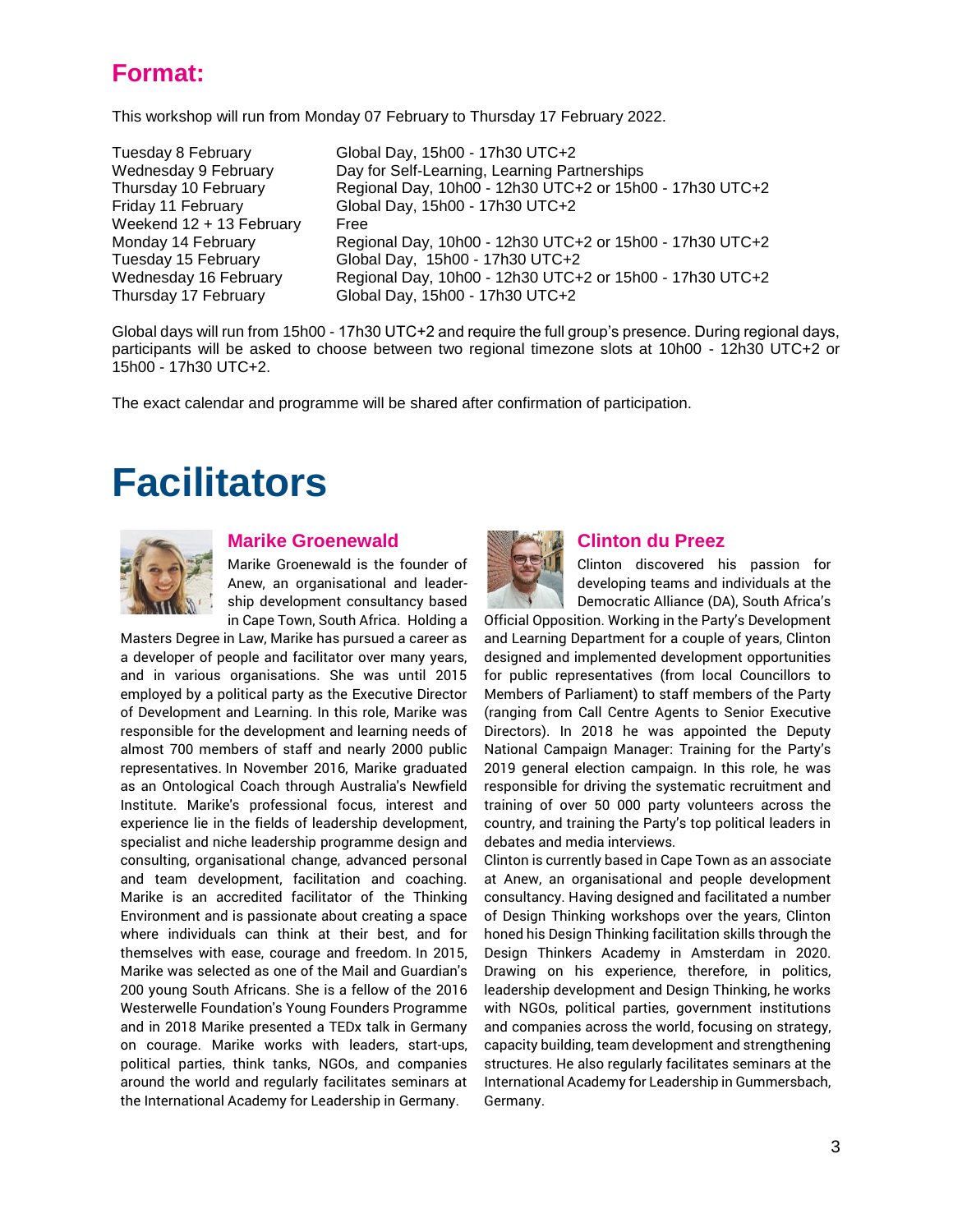## Format:

This workshop will run from Monday 07 February to Thursday 17 February 2022.

| | |
|---|---|
| Tuesday 8 February | Global Day, 15h00 - 17h30 UTC+2 |
| Wednesday 9 February | Day for Self-Learning, Learning Partnerships |
| Thursday 10 February | Regional Day, 10h00 - 12h30 UTC+2 or 15h00 - 17h30 UTC+2 |
| Friday 11 February | Global Day, 15h00 - 17h30 UTC+2 |
| Weekend 12 + 13 February | Free |
| Monday 14 February | Regional Day, 10h00 - 12h30 UTC+2 or 15h00 - 17h30 UTC+2 |
| Tuesday 15 February | Global Day, 15h00 - 17h30 UTC+2 |
| Wednesday 16 February | Regional Day, 10h00 - 12h30 UTC+2 or 15h00 - 17h30 UTC+2 |
| Thursday 17 February | Global Day, 15h00 - 17h30 UTC+2 |

Global days will run from 15h00 - 17h30 UTC+2 and require the full group's presence. During regional days, participants will be asked to choose between two regional timezone slots at 10h00 - 12h30 UTC+2 or 15h00 - 17h30 UTC+2.

The exact calendar and programme will be shared after confirmation of participation.

# Facilitators

### Marike Groenewald

Marike Groenewald is the founder of Anew, an organisational and leadership development consultancy based in Cape Town, South Africa. Holding a Masters Degree in Law, Marike has pursued a career as a developer of people and facilitator over many years, and in various organisations. She was until 2015 employed by a political party as the Executive Director of Development and Learning. In this role, Marike was responsible for the development and learning needs of almost 700 members of staff and nearly 2000 public representatives. In November 2016, Marike graduated as an Ontological Coach through Australia's Newfield Institute. Marike's professional focus, interest and experience lie in the fields of leadership development, specialist and niche leadership programme design and consulting, organisational change, advanced personal and team development, facilitation and coaching. Marike is an accredited facilitator of the Thinking Environment and is passionate about creating a space where individuals can think at their best, and for themselves with ease, courage and freedom. In 2015, Marike was selected as one of the Mail and Guardian's 200 young South Africans. She is a fellow of the 2016 Westerwelle Foundation's Young Founders Programme and in 2018 Marike presented a TEDx talk in Germany on courage. Marike works with leaders, start-ups, political parties, think tanks, NGOs, and companies around the world and regularly facilitates seminars at the International Academy for Leadership in Germany.

### Clinton du Preez

Clinton discovered his passion for developing teams and individuals at the Democratic Alliance (DA), South Africa's Official Opposition. Working in the Party's Development and Learning Department for a couple of years, Clinton designed and implemented development opportunities for public representatives (from local Councillors to Members of Parliament) to staff members of the Party (ranging from Call Centre Agents to Senior Executive Directors). In 2018 he was appointed the Deputy National Campaign Manager: Training for the Party's 2019 general election campaign. In this role, he was responsible for driving the systematic recruitment and training of over 50 000 party volunteers across the country, and training the Party's top political leaders in debates and media interviews.

Clinton is currently based in Cape Town as an associate at Anew, an organisational and people development consultancy. Having designed and facilitated a number of Design Thinking workshops over the years, Clinton honed his Design Thinking facilitation skills through the Design Thinkers Academy in Amsterdam in 2020. Drawing on his experience, therefore, in politics, leadership development and Design Thinking, he works with NGOs, political parties, government institutions and companies across the world, focusing on strategy, capacity building, team development and strengthening structures. He also regularly facilitates seminars at the International Academy for Leadership in Gummersbach, Germany.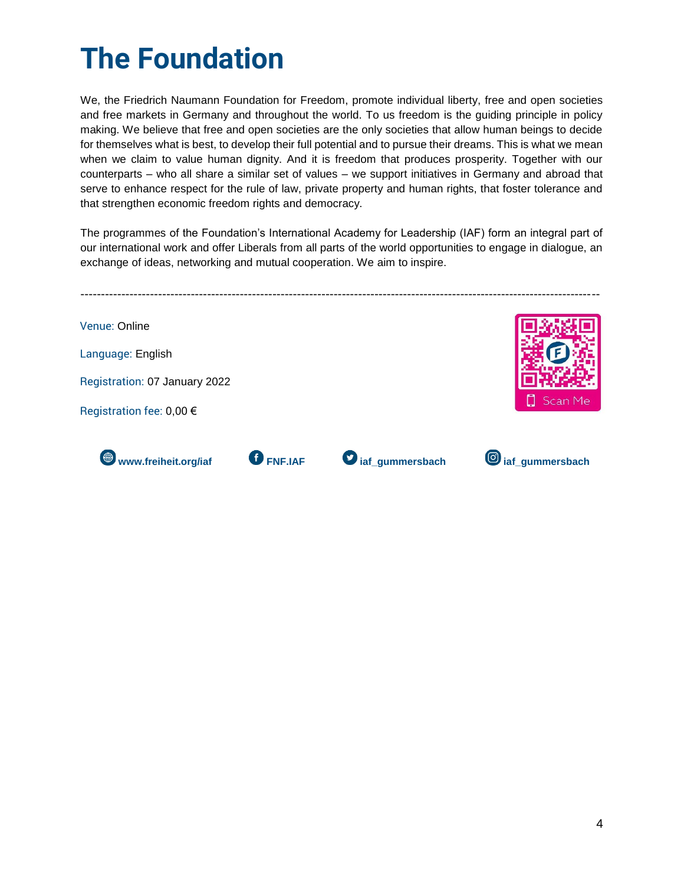# The Foundation

We, the Friedrich Naumann Foundation for Freedom, promote individual liberty, free and open societies and free markets in Germany and throughout the world. To us freedom is the guiding principle in policy making. We believe that free and open societies are the only societies that allow human beings to decide for themselves what is best, to develop their full potential and to pursue their dreams. This is what we mean when we claim to value human dignity. And it is freedom that produces prosperity. Together with our counterparts – who all share a similar set of values – we support initiatives in Germany and abroad that serve to enhance respect for the rule of law, private property and human rights, that foster tolerance and that strengthen economic freedom rights and democracy.

The programmes of the Foundation's International Academy for Leadership (IAF) form an integral part of our international work and offer Liberals from all parts of the world opportunities to engage in dialogue, an exchange of ideas, networking and mutual cooperation. We aim to inspire.

---

Venue: Online

Language: English

Registration: 07 January 2022

Registration fee: 0,00 €

Scan Me

**www.freiheit.org/iaf** **FNF.IAF** **iaf_gummersbach** **iaf_gummersbach**